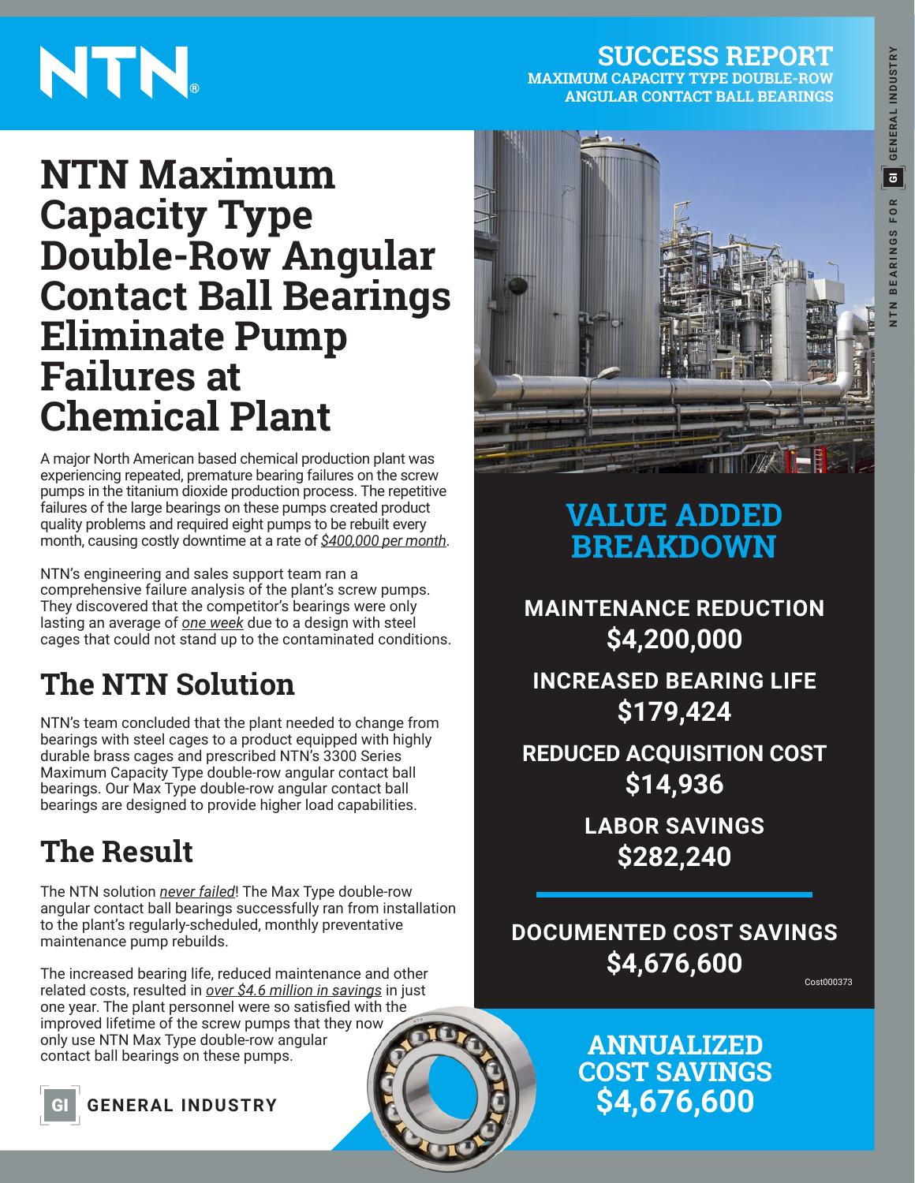NTN®

**SUCCESS REPORT**
**MAXIMUM CAPACITY TYPE DOUBLE-ROW ANGULAR CONTACT BALL BEARINGS**

# NTN Maximum Capacity Type Double-Row Angular Contact Ball Bearings Eliminate Pump Failures at Chemical Plant

A major North American based chemical production plant was experiencing repeated, premature bearing failures on the screw pumps in the titanium dioxide production process. The repetitive failures of the large bearings on these pumps created product quality problems and required eight pumps to be rebuilt every month, causing costly downtime at a rate of *$400,000 per month*.

NTN's engineering and sales support team ran a comprehensive failure analysis of the plant's screw pumps. They discovered that the competitor's bearings were only lasting an average of *one week* due to a design with steel cages that could not stand up to the contaminated conditions.

## The NTN Solution

NTN's team concluded that the plant needed to change from bearings with steel cages to a product equipped with highly durable brass cages and prescribed NTN's 3300 Series Maximum Capacity Type double-row angular contact ball bearings. Our Max Type double-row angular contact ball bearings are designed to provide higher load capabilities.

## The Result

The NTN solution *never failed*! The Max Type double-row angular contact ball bearings successfully ran from installation to the plant's regularly-scheduled, monthly preventative maintenance pump rebuilds.

The increased bearing life, reduced maintenance and other related costs, resulted in *over $4.6 million in savings* in just one year. The plant personnel were so satisfied with the improved lifetime of the screw pumps that they now only use NTN Max Type double-row angular contact ball bearings on these pumps.

## VALUE ADDED BREAKDOWN

**MAINTENANCE REDUCTION**
**$4,200,000**

**INCREASED BEARING LIFE**
**$179,424**

**REDUCED ACQUISITION COST**
**$14,936**

**LABOR SAVINGS**
**$282,240**

**DOCUMENTED COST SAVINGS**
**$4,676,600**

Cost000373

**ANNUALIZED COST SAVINGS**
**$4,676,600**

GI GENERAL INDUSTRY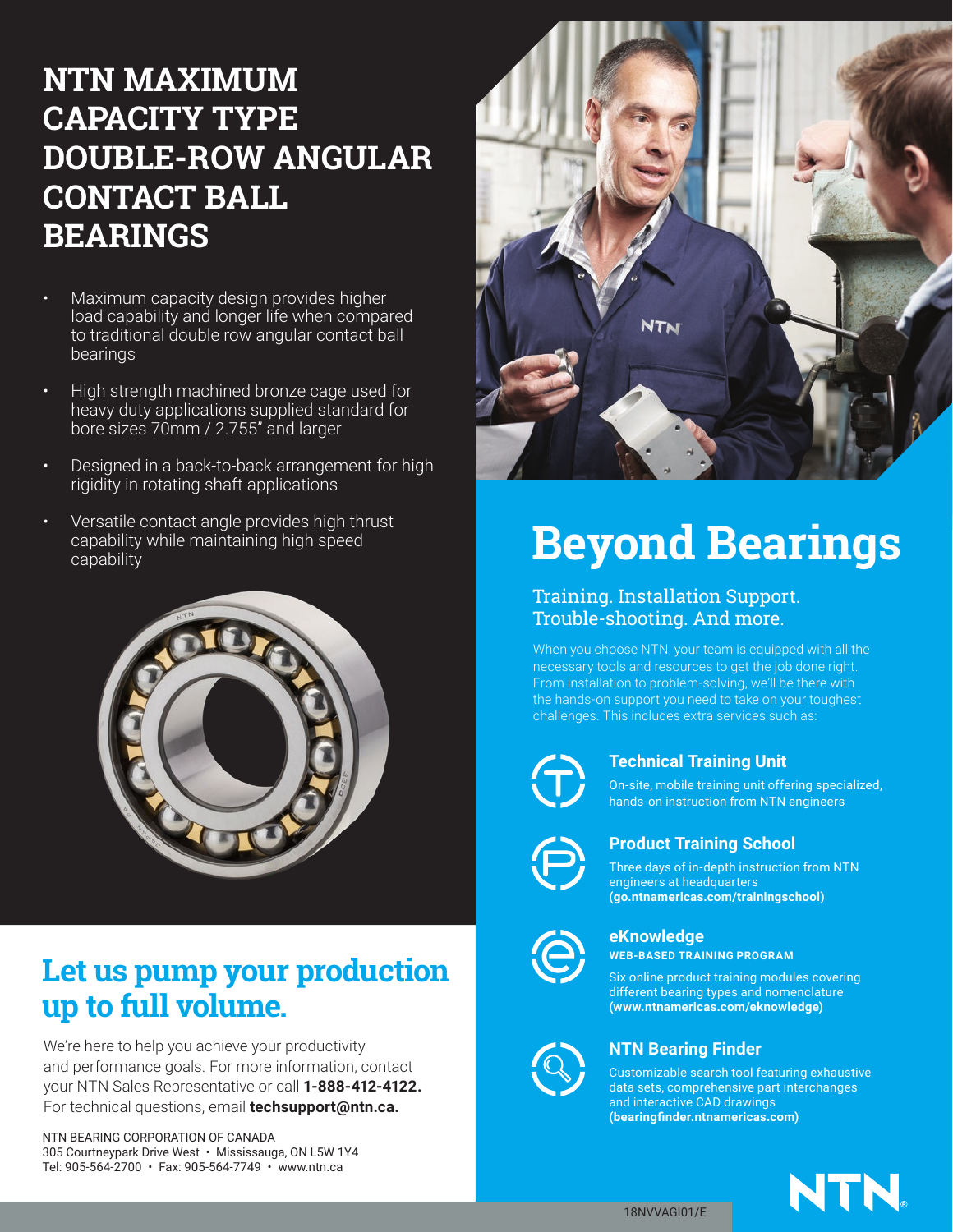# NTN MAXIMUM CAPACITY TYPE DOUBLE-ROW ANGULAR CONTACT BALL BEARINGS

- Maximum capacity design provides higher load capability and longer life when compared to traditional double row angular contact ball bearings
- High strength machined bronze cage used for heavy duty applications supplied standard for bore sizes 70mm / 2.755" and larger
- Designed in a back-to-back arrangement for high rigidity in rotating shaft applications
- Versatile contact angle provides high thrust capability while maintaining high speed capability

## Let us pump your production up to full volume.

We're here to help you achieve your productivity and performance goals. For more information, contact your NTN Sales Representative or call **1-888-412-4122.** For technical questions, email **techsupport@ntn.ca.**

NTN BEARING CORPORATION OF CANADA
305 Courtneypark Drive West • Mississauga, ON L5W 1Y4
Tel: 905-564-2700 • Fax: 905-564-7749 • www.ntn.ca

# Beyond Bearings

### Training. Installation Support. Trouble-shooting. And more.

When you choose NTN, your team is equipped with all the necessary tools and resources to get the job done right. From installation to problem-solving, we'll be there with the hands-on support you need to take on your toughest challenges. This includes extra services such as:

#### Technical Training Unit

On-site, mobile training unit offering specialized, hands-on instruction from NTN engineers

#### Product Training School

Three days of in-depth instruction from NTN engineers at headquarters **(go.ntnamericas.com/trainingschool)**

#### eKnowledge

**WEB-BASED TRAINING PROGRAM**

Six online product training modules covering different bearing types and nomenclature **(www.ntnamericas.com/eknowledge)**

#### NTN Bearing Finder

Customizable search tool featuring exhaustive data sets, comprehensive part interchanges and interactive CAD drawings **(bearingfinder.ntnamericas.com)**

NTN

18NVVAGI01/E